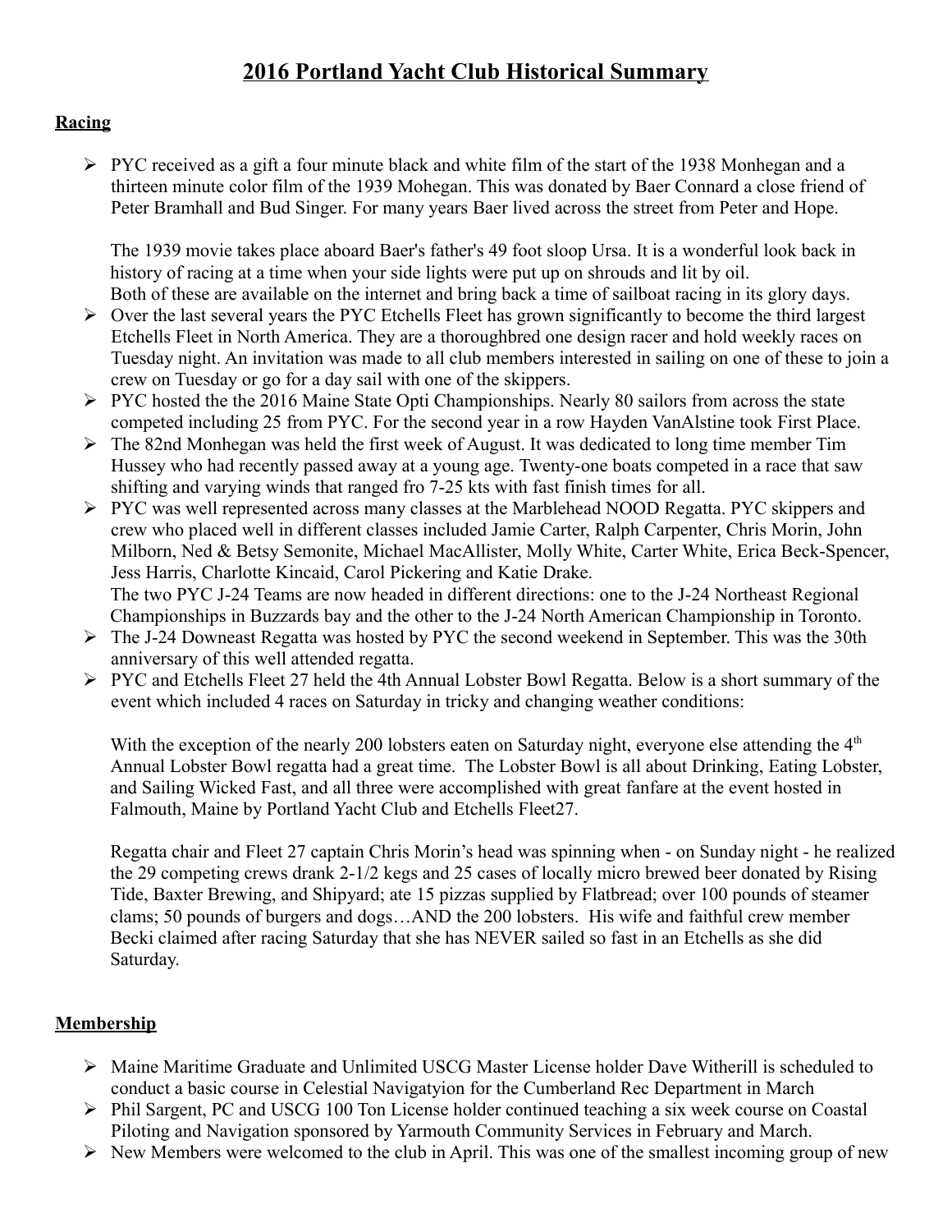# 2016 Portland Yacht Club Historical Summary

## Racing

- PYC received as a gift a four minute black and white film of the start of the 1938 Monhegan and a thirteen minute color film of the 1939 Mohegan. This was donated by Baer Connard a close friend of Peter Bramhall and Bud Singer. For many years Baer lived across the street from Peter and Hope.

  The 1939 movie takes place aboard Baer's father's 49 foot sloop Ursa. It is a wonderful look back in history of racing at a time when your side lights were put up on shrouds and lit by oil.
  Both of these are available on the internet and bring back a time of sailboat racing in its glory days.
- Over the last several years the PYC Etchells Fleet has grown significantly to become the third largest Etchells Fleet in North America. They are a thoroughbred one design racer and hold weekly races on Tuesday night. An invitation was made to all club members interested in sailing on one of these to join a crew on Tuesday or go for a day sail with one of the skippers.
- PYC hosted the the 2016 Maine State Opti Championships. Nearly 80 sailors from across the state competed including 25 from PYC. For the second year in a row Hayden VanAlstine took First Place.
- The 82nd Monhegan was held the first week of August. It was dedicated to long time member Tim Hussey who had recently passed away at a young age. Twenty-one boats competed in a race that saw shifting and varying winds that ranged fro 7-25 kts with fast finish times for all.
- PYC was well represented across many classes at the Marblehead NOOD Regatta. PYC skippers and crew who placed well in different classes included Jamie Carter, Ralph Carpenter, Chris Morin, John Milborn, Ned & Betsy Semonite, Michael MacAllister, Molly White, Carter White, Erica Beck-Spencer, Jess Harris, Charlotte Kincaid, Carol Pickering and Katie Drake.
  The two PYC J-24 Teams are now headed in different directions: one to the J-24 Northeast Regional Championships in Buzzards bay and the other to the J-24 North American Championship in Toronto.
- The J-24 Downeast Regatta was hosted by PYC the second weekend in September. This was the 30th anniversary of this well attended regatta.
- PYC and Etchells Fleet 27 held the 4th Annual Lobster Bowl Regatta. Below is a short summary of the event which included 4 races on Saturday in tricky and changing weather conditions:

  With the exception of the nearly 200 lobsters eaten on Saturday night, everyone else attending the 4th Annual Lobster Bowl regatta had a great time. The Lobster Bowl is all about Drinking, Eating Lobster, and Sailing Wicked Fast, and all three were accomplished with great fanfare at the event hosted in Falmouth, Maine by Portland Yacht Club and Etchells Fleet27.

  Regatta chair and Fleet 27 captain Chris Morin's head was spinning when - on Sunday night - he realized the 29 competing crews drank 2-1/2 kegs and 25 cases of locally micro brewed beer donated by Rising Tide, Baxter Brewing, and Shipyard; ate 15 pizzas supplied by Flatbread; over 100 pounds of steamer clams; 50 pounds of burgers and dogs…AND the 200 lobsters. His wife and faithful crew member Becki claimed after racing Saturday that she has NEVER sailed so fast in an Etchells as she did Saturday.

## Membership

- Maine Maritime Graduate and Unlimited USCG Master License holder Dave Witherill is scheduled to conduct a basic course in Celestial Navigatyion for the Cumberland Rec Department in March
- Phil Sargent, PC and USCG 100 Ton License holder continued teaching a six week course on Coastal Piloting and Navigation sponsored by Yarmouth Community Services in February and March.
- New Members were welcomed to the club in April. This was one of the smallest incoming group of new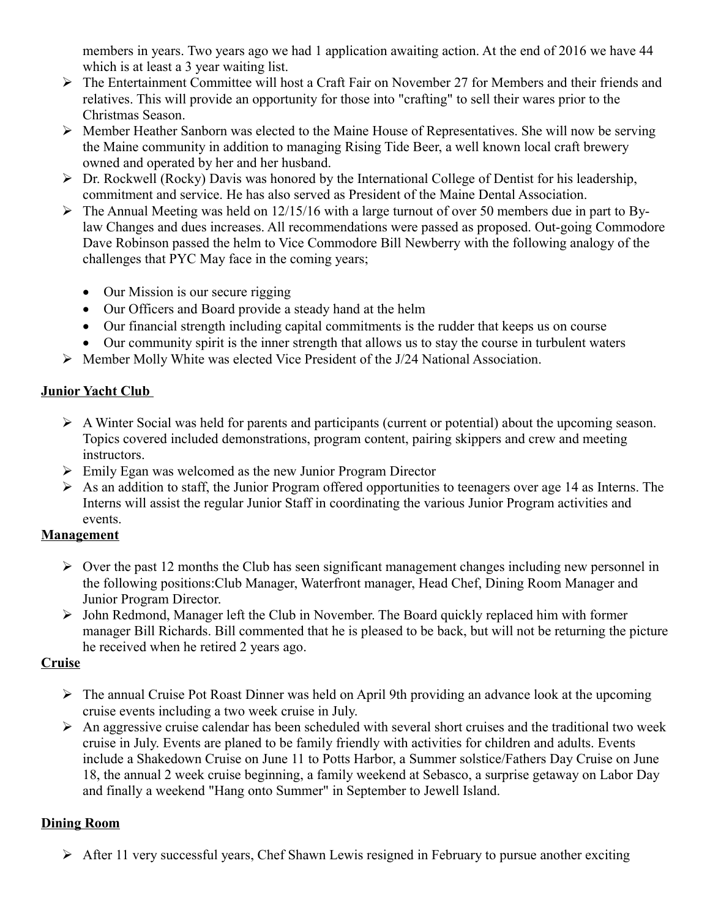members in years. Two years ago we had 1 application awaiting action. At the end of 2016 we have 44 which is at least a 3 year waiting list.

- The Entertainment Committee will host a Craft Fair on November 27 for Members and their friends and relatives. This will provide an opportunity for those into "crafting" to sell their wares prior to the Christmas Season.
- Member Heather Sanborn was elected to the Maine House of Representatives. She will now be serving the Maine community in addition to managing Rising Tide Beer, a well known local craft brewery owned and operated by her and her husband.
- Dr. Rockwell (Rocky) Davis was honored by the International College of Dentist for his leadership, commitment and service. He has also served as President of the Maine Dental Association.
- The Annual Meeting was held on 12/15/16 with a large turnout of over 50 members due in part to By-law Changes and dues increases. All recommendations were passed as proposed. Out-going Commodore Dave Robinson passed the helm to Vice Commodore Bill Newberry with the following analogy of the challenges that PYC May face in the coming years;
  - Our Mission is our secure rigging
  - Our Officers and Board provide a steady hand at the helm
  - Our financial strength including capital commitments is the rudder that keeps us on course
  - Our community spirit is the inner strength that allows us to stay the course in turbulent waters
- Member Molly White was elected Vice President of the J/24 National Association.

**Junior Yacht Club**

- A Winter Social was held for parents and participants (current or potential) about the upcoming season. Topics covered included demonstrations, program content, pairing skippers and crew and meeting instructors.
- Emily Egan was welcomed as the new Junior Program Director
- As an addition to staff, the Junior Program offered opportunities to teenagers over age 14 as Interns. The Interns will assist the regular Junior Staff in coordinating the various Junior Program activities and events.

**Management**

- Over the past 12 months the Club has seen significant management changes including new personnel in the following positions:Club Manager, Waterfront manager, Head Chef, Dining Room Manager and Junior Program Director.
- John Redmond, Manager left the Club in November. The Board quickly replaced him with former manager Bill Richards. Bill commented that he is pleased to be back, but will not be returning the picture he received when he retired 2 years ago.

**Cruise**

- The annual Cruise Pot Roast Dinner was held on April 9th providing an advance look at the upcoming cruise events including a two week cruise in July.
- An aggressive cruise calendar has been scheduled with several short cruises and the traditional two week cruise in July. Events are planed to be family friendly with activities for children and adults. Events include a Shakedown Cruise on June 11 to Potts Harbor, a Summer solstice/Fathers Day Cruise on June 18, the annual 2 week cruise beginning, a family weekend at Sebasco, a surprise getaway on Labor Day and finally a weekend "Hang onto Summer" in September to Jewell Island.

**Dining Room**

- After 11 very successful years, Chef Shawn Lewis resigned in February to pursue another exciting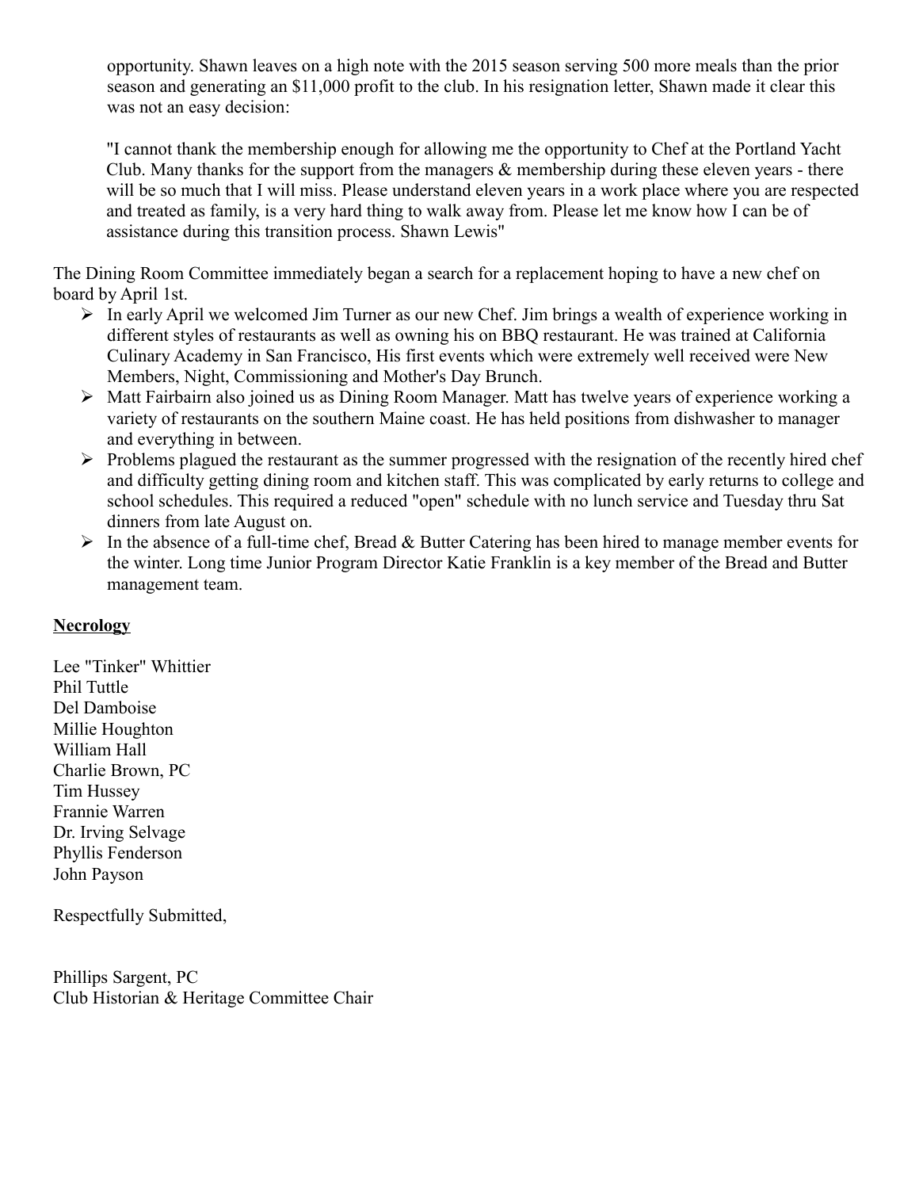opportunity. Shawn leaves on a high note with the 2015 season serving 500 more meals than the prior season and generating an $11,000 profit to the club. In his resignation letter, Shawn made it clear this was not an easy decision:

"I cannot thank the membership enough for allowing me the opportunity to Chef at the Portland Yacht Club. Many thanks for the support from the managers & membership during these eleven years - there will be so much that I will miss. Please understand eleven years in a work place where you are respected and treated as family, is a very hard thing to walk away from. Please let me know how I can be of assistance during this transition process. Shawn Lewis"

The Dining Room Committee immediately began a search for a replacement hoping to have a new chef on board by April 1st.

- In early April we welcomed Jim Turner as our new Chef. Jim brings a wealth of experience working in different styles of restaurants as well as owning his on BBQ restaurant. He was trained at California Culinary Academy in San Francisco, His first events which were extremely well received were New Members, Night, Commissioning and Mother's Day Brunch.
- Matt Fairbairn also joined us as Dining Room Manager. Matt has twelve years of experience working a variety of restaurants on the southern Maine coast. He has held positions from dishwasher to manager and everything in between.
- Problems plagued the restaurant as the summer progressed with the resignation of the recently hired chef and difficulty getting dining room and kitchen staff. This was complicated by early returns to college and school schedules. This required a reduced "open" schedule with no lunch service and Tuesday thru Sat dinners from late August on.
- In the absence of a full-time chef, Bread & Butter Catering has been hired to manage member events for the winter. Long time Junior Program Director Katie Franklin is a key member of the Bread and Butter management team.

**Necrology**

Lee "Tinker" Whittier
Phil Tuttle
Del Damboise
Millie Houghton
William Hall
Charlie Brown, PC
Tim Hussey
Frannie Warren
Dr. Irving Selvage
Phyllis Fenderson
John Payson

Respectfully Submitted,

Phillips Sargent, PC
Club Historian & Heritage Committee Chair